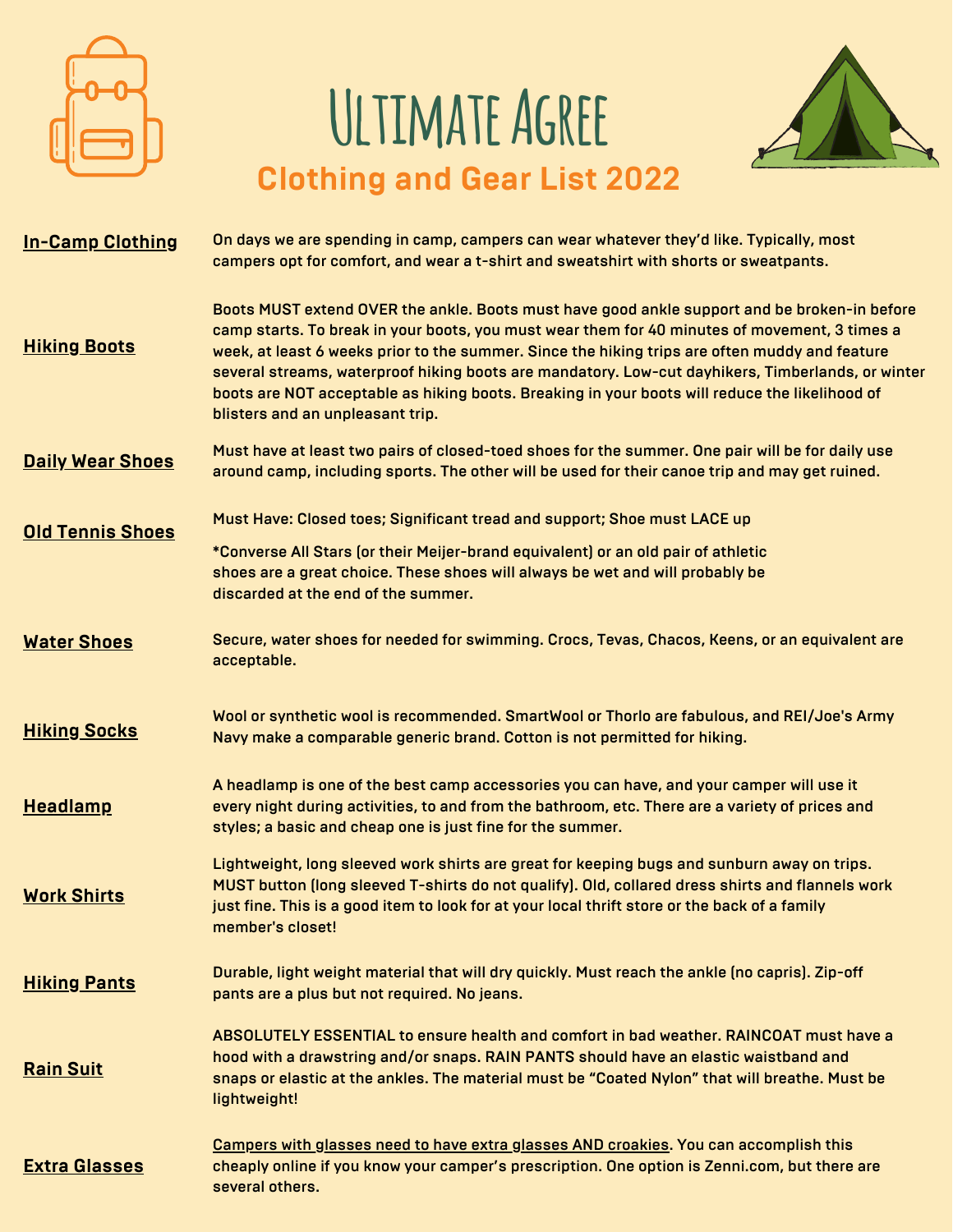# Ultimate Agree

## Clothing and Gear List 2022

**In-Camp Clothing**

On days we are spending in camp, campers can wear whatever they'd like. Typically, most campers opt for comfort, and wear a t-shirt and sweatshirt with shorts or sweatpants.

**Hiking Boots**

Boots MUST extend OVER the ankle. Boots must have good ankle support and be broken-in before camp starts. To break in your boots, you must wear them for 40 minutes of movement, 3 times a week, at least 6 weeks prior to the summer. Since the hiking trips are often muddy and feature several streams, waterproof hiking boots are mandatory. Low-cut dayhikers, Timberlands, or winter boots are NOT acceptable as hiking boots. Breaking in your boots will reduce the likelihood of blisters and an unpleasant trip.

**Daily Wear Shoes**

Must have at least two pairs of closed-toed shoes for the summer. One pair will be for daily use around camp, including sports. The other will be used for their canoe trip and may get ruined.

**Old Tennis Shoes**

Must Have: Closed toes; Significant tread and support; Shoe must LACE up

*Converse All Stars (or their Meijer-brand equivalent) or an old pair of athletic shoes are a great choice. These shoes will always be wet and will probably be discarded at the end of the summer.

**Water Shoes**

Secure, water shoes for needed for swimming. Crocs, Tevas, Chacos, Keens, or an equivalent are acceptable.

**Hiking Socks**

Wool or synthetic wool is recommended. SmartWool or Thorlo are fabulous, and REI/Joe's Army Navy make a comparable generic brand. Cotton is not permitted for hiking.

**Headlamp**

A headlamp is one of the best camp accessories you can have, and your camper will use it every night during activities, to and from the bathroom, etc. There are a variety of prices and styles; a basic and cheap one is just fine for the summer.

**Work Shirts**

Lightweight, long sleeved work shirts are great for keeping bugs and sunburn away on trips. MUST button (long sleeved T-shirts do not qualify). Old, collared dress shirts and flannels work just fine. This is a good item to look for at your local thrift store or the back of a family member's closet!

**Hiking Pants**

Durable, light weight material that will dry quickly. Must reach the ankle (no capris). Zip-off pants are a plus but not required. No jeans.

**Rain Suit**

ABSOLUTELY ESSENTIAL to ensure health and comfort in bad weather. RAINCOAT must have a hood with a drawstring and/or snaps. RAIN PANTS should have an elastic waistband and snaps or elastic at the ankles. The material must be "Coated Nylon" that will breathe. Must be lightweight!

**Extra Glasses**

Campers with glasses need to have extra glasses AND croakies. You can accomplish this cheaply online if you know your camper's prescription. One option is Zenni.com, but there are several others.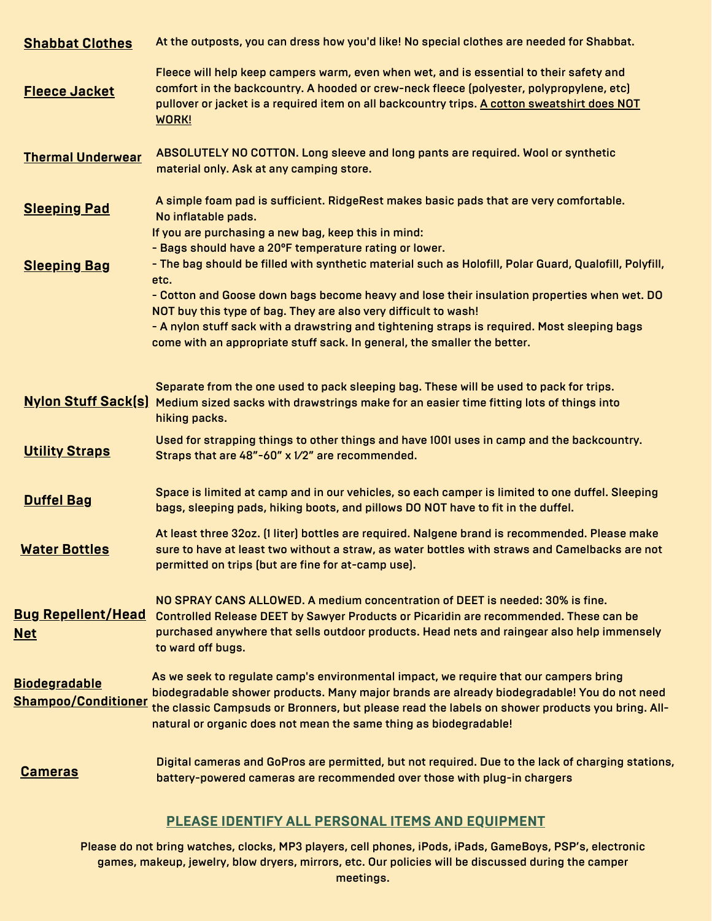**Shabbat Clothes**

At the outposts, you can dress how you'd like! No special clothes are needed for Shabbat.

**Fleece Jacket**

Fleece will help keep campers warm, even when wet, and is essential to their safety and comfort in the backcountry. A hooded or crew-neck fleece (polyester, polypropylene, etc) pullover or jacket is a required item on all backcountry trips. <u>A cotton sweatshirt does NOT WORK!</u>

**Thermal Underwear**

ABSOLUTELY NO COTTON. Long sleeve and long pants are required. Wool or synthetic material only. Ask at any camping store.

**Sleeping Pad**

A simple foam pad is sufficient. RidgeRest makes basic pads that are very comfortable. No inflatable pads.

**Sleeping Bag**

If you are purchasing a new bag, keep this in mind:

- Bags should have a 20°F temperature rating or lower.
- The bag should be filled with synthetic material such as Holofill, Polar Guard, Qualofill, Polyfill, etc.
- Cotton and Goose down bags become heavy and lose their insulation properties when wet. DO NOT buy this type of bag. They are also very difficult to wash!
- A nylon stuff sack with a drawstring and tightening straps is required. Most sleeping bags come with an appropriate stuff sack. In general, the smaller the better.

**Nylon Stuff Sack(s)**

Separate from the one used to pack sleeping bag. These will be used to pack for trips. Medium sized sacks with drawstrings make for an easier time fitting lots of things into hiking packs.

**Utility Straps**

Used for strapping things to other things and have 1001 uses in camp and the backcountry. Straps that are 48"-60" x 1/2" are recommended.

**Duffel Bag**

Space is limited at camp and in our vehicles, so each camper is limited to one duffel. Sleeping bags, sleeping pads, hiking boots, and pillows DO NOT have to fit in the duffel.

**Water Bottles**

At least three 32oz. (1 liter) bottles are required. Nalgene brand is recommended. Please make sure to have at least two without a straw, as water bottles with straws and Camelbacks are not permitted on trips (but are fine for at-camp use).

**Bug Repellent/Head Net**

NO SPRAY CANS ALLOWED. A medium concentration of DEET is needed: 30% is fine. Controlled Release DEET by Sawyer Products or Picaridin are recommended. These can be purchased anywhere that sells outdoor products. Head nets and raingear also help immensely to ward off bugs.

**Biodegradable Shampoo/Conditioner**

As we seek to regulate camp's environmental impact, we require that our campers bring biodegradable shower products. Many major brands are already biodegradable! You do not need the classic Campsuds or Bronners, but please read the labels on shower products you bring. All-natural or organic does not mean the same thing as biodegradable!

**Cameras**

Digital cameras and GoPros are permitted, but not required. Due to the lack of charging stations, battery-powered cameras are recommended over those with plug-in chargers

## PLEASE IDENTIFY ALL PERSONAL ITEMS AND EQUIPMENT

Please do not bring watches, clocks, MP3 players, cell phones, iPods, iPads, GameBoys, PSP's, electronic games, makeup, jewelry, blow dryers, mirrors, etc. Our policies will be discussed during the camper meetings.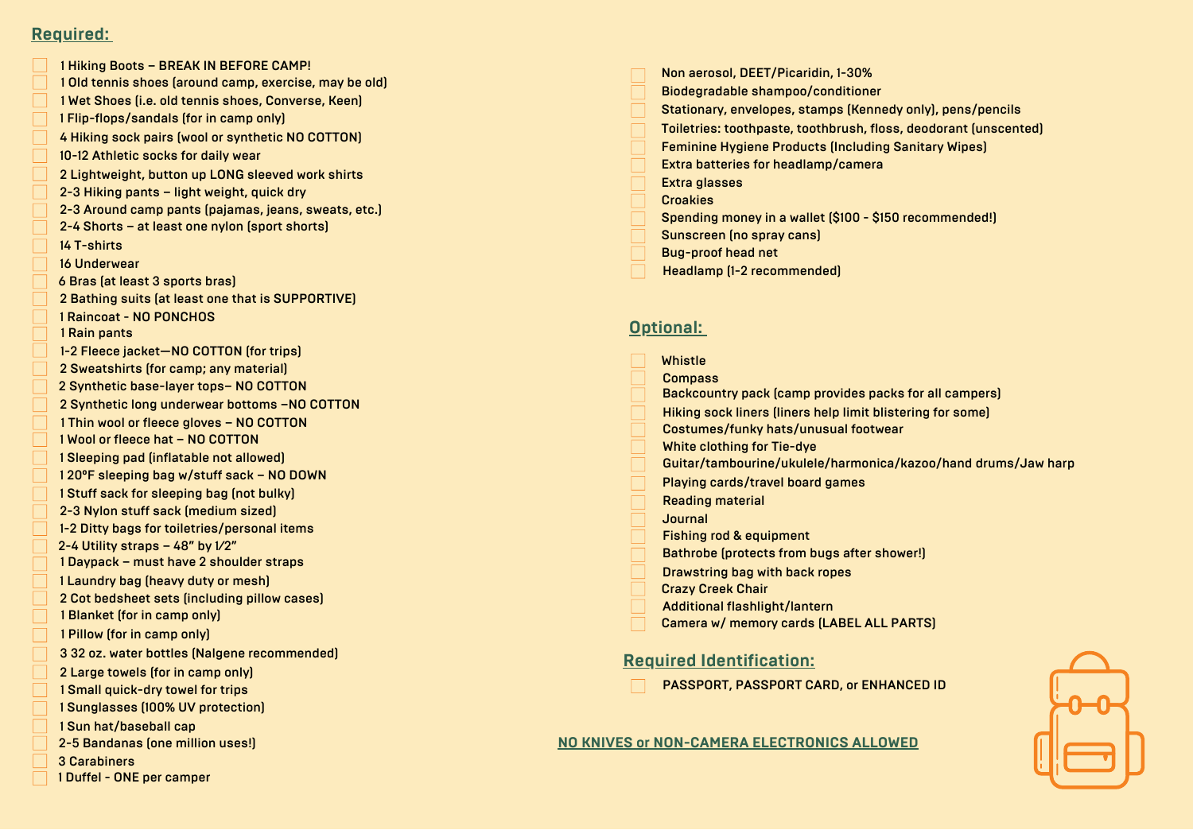## Required:

- [ ] 1 Hiking Boots – BREAK IN BEFORE CAMP!
- [ ] 1 Old tennis shoes (around camp, exercise, may be old)
- [ ] 1 Wet Shoes (i.e. old tennis shoes, Converse, Keen)
- [ ] 1 Flip-flops/sandals (for in camp only)
- [ ] 4 Hiking sock pairs (wool or synthetic NO COTTON)
- [ ] 10-12 Athletic socks for daily wear
- [ ] 2 Lightweight, button up LONG sleeved work shirts
- [ ] 2-3 Hiking pants – light weight, quick dry
- [ ] 2-3 Around camp pants (pajamas, jeans, sweats, etc.)
- [ ] 2-4 Shorts – at least one nylon (sport shorts)
- [ ] 14 T-shirts
- [ ] 16 Underwear
- [ ] 6 Bras (at least 3 sports bras)
- [ ] 2 Bathing suits (at least one that is SUPPORTIVE)
- [ ] 1 Raincoat - NO PONCHOS
- [ ] 1 Rain pants
- [ ] 1-2 Fleece jacket—NO COTTON (for trips)
- [ ] 2 Sweatshirts (for camp; any material)
- [ ] 2 Synthetic base-layer tops– NO COTTON
- [ ] 2 Synthetic long underwear bottoms –NO COTTON
- [ ] 1 Thin wool or fleece gloves – NO COTTON
- [ ] 1 Wool or fleece hat – NO COTTON
- [ ] 1 Sleeping pad (inflatable not allowed)
- [ ] 1 20°F sleeping bag w/stuff sack – NO DOWN
- [ ] 1 Stuff sack for sleeping bag (not bulky)
- [ ] 2-3 Nylon stuff sack (medium sized)
- [ ] 1-2 Ditty bags for toiletries/personal items
- [ ] 2-4 Utility straps – 48" by 1/2"
- [ ] 1 Daypack – must have 2 shoulder straps
- [ ] 1 Laundry bag (heavy duty or mesh)
- [ ] 2 Cot bedsheet sets (including pillow cases)
- [ ] 1 Blanket (for in camp only)
- [ ] 1 Pillow (for in camp only)
- [ ] 3 32 oz. water bottles (Nalgene recommended)
- [ ] 2 Large towels (for in camp only)
- [ ] 1 Small quick-dry towel for trips
- [ ] 1 Sunglasses (100% UV protection)
- [ ] 1 Sun hat/baseball cap
- [ ] 2-5 Bandanas (one million uses!)
- [ ] 3 Carabiners
- [ ] 1 Duffel - ONE per camper
- [ ] Non aerosol, DEET/Picaridin, 1-30%
- [ ] Biodegradable shampoo/conditioner
- [ ] Stationary, envelopes, stamps (Kennedy only), pens/pencils
- [ ] Toiletries: toothpaste, toothbrush, floss, deodorant (unscented)
- [ ] Feminine Hygiene Products (Including Sanitary Wipes)
- [ ] Extra batteries for headlamp/camera
- [ ] Extra glasses
- [ ] Croakies
- [ ] Spending money in a wallet ($100 - $150 recommended!)
- [ ] Sunscreen (no spray cans)
- [ ] Bug-proof head net
- [ ] Headlamp (1-2 recommended)

## Optional:

- [ ] Whistle
- [ ] Compass
- [ ] Backcountry pack (camp provides packs for all campers)
- [ ] Hiking sock liners (liners help limit blistering for some)
- [ ] Costumes/funky hats/unusual footwear
- [ ] White clothing for Tie-dye
- [ ] Guitar/tambourine/ukulele/harmonica/kazoo/hand drums/Jaw harp
- [ ] Playing cards/travel board games
- [ ] Reading material
- [ ] Journal
- [ ] Fishing rod & equipment
- [ ] Bathrobe (protects from bugs after shower!)
- [ ] Drawstring bag with back ropes
- [ ] Crazy Creek Chair
- [ ] Additional flashlight/lantern
- [ ] Camera w/ memory cards (LABEL ALL PARTS)

## Required Identification:

- [ ] PASSPORT, PASSPORT CARD, or ENHANCED ID

**NO KNIVES or NON-CAMERA ELECTRONICS ALLOWED**